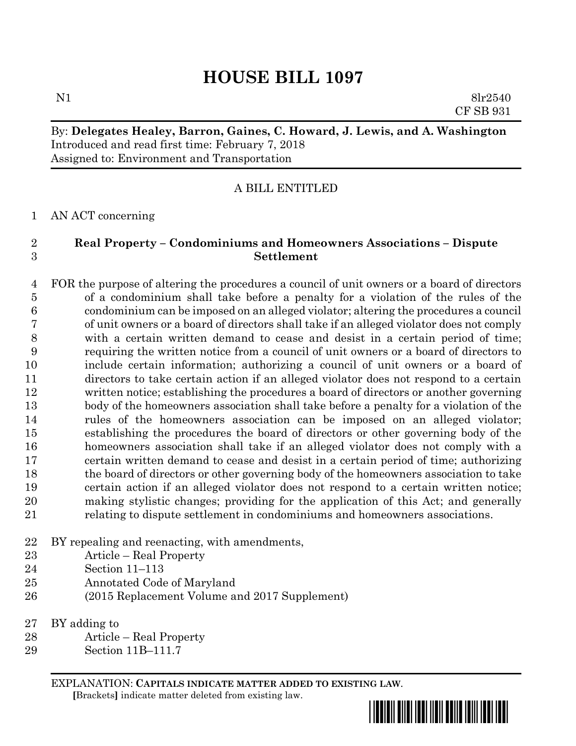# HOUSE BILL 1097

N1 8lr2540
CF SB 931

By: **Delegates Healey, Barron, Gaines, C. Howard, J. Lewis, and A. Washington**
Introduced and read first time: February 7, 2018
Assigned to: Environment and Transportation

A BILL ENTITLED

1 AN ACT concerning

2 **Real Property – Condominiums and Homeowners Associations – Dispute**
3 **Settlement**

4 FOR the purpose of altering the procedures a council of unit owners or a board of directors
5 of a condominium shall take before a penalty for a violation of the rules of the
6 condominium can be imposed on an alleged violator; altering the procedures a council
7 of unit owners or a board of directors shall take if an alleged violator does not comply
8 with a certain written demand to cease and desist in a certain period of time;
9 requiring the written notice from a council of unit owners or a board of directors to
10 include certain information; authorizing a council of unit owners or a board of
11 directors to take certain action if an alleged violator does not respond to a certain
12 written notice; establishing the procedures a board of directors or another governing
13 body of the homeowners association shall take before a penalty for a violation of the
14 rules of the homeowners association can be imposed on an alleged violator;
15 establishing the procedures the board of directors or other governing body of the
16 homeowners association shall take if an alleged violator does not comply with a
17 certain written demand to cease and desist in a certain period of time; authorizing
18 the board of directors or other governing body of the homeowners association to take
19 certain action if an alleged violator does not respond to a certain written notice;
20 making stylistic changes; providing for the application of this Act; and generally
21 relating to dispute settlement in condominiums and homeowners associations.

22 BY repealing and reenacting, with amendments,
23 Article – Real Property
24 Section 11–113
25 Annotated Code of Maryland
26 (2015 Replacement Volume and 2017 Supplement)

27 BY adding to
28 Article – Real Property
29 Section 11B–111.7

EXPLANATION: **CAPITALS INDICATE MATTER ADDED TO EXISTING LAW**.
**[**Brackets**]** indicate matter deleted from existing law.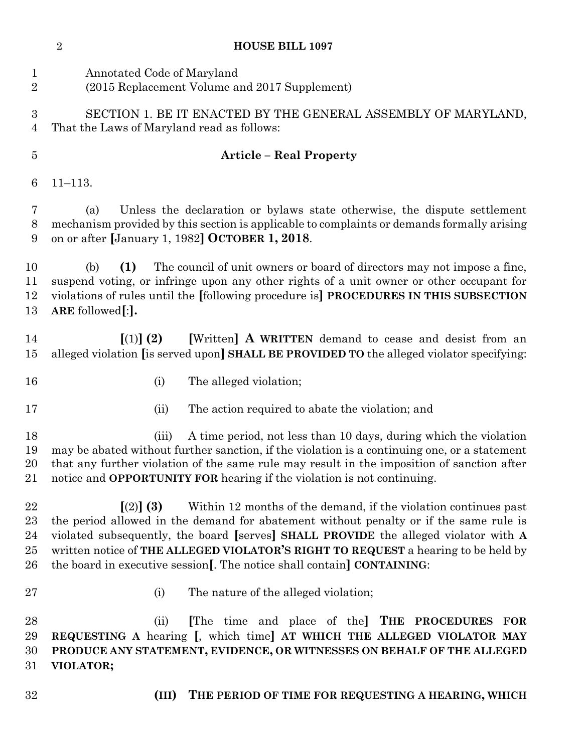Annotated Code of Maryland
(2015 Replacement Volume and 2017 Supplement)

SECTION 1. BE IT ENACTED BY THE GENERAL ASSEMBLY OF MARYLAND, That the Laws of Maryland read as follows:

**Article – Real Property**

11–113.

(a) Unless the declaration or bylaws state otherwise, the dispute settlement mechanism provided by this section is applicable to complaints or demands formally arising on or after **[**January 1, 1982**] OCTOBER 1, 2018**.

(b) **(1)** The council of unit owners or board of directors may not impose a fine, suspend voting, or infringe upon any other rights of a unit owner or other occupant for violations of rules until the **[**following procedure is**] PROCEDURES IN THIS SUBSECTION ARE** followed**[**:**].**

**[**(1)**] (2)** **[**Written**] A WRITTEN** demand to cease and desist from an alleged violation **[**is served upon**] SHALL BE PROVIDED TO** the alleged violator specifying:

(i) The alleged violation;

(ii) The action required to abate the violation; and

(iii) A time period, not less than 10 days, during which the violation may be abated without further sanction, if the violation is a continuing one, or a statement that any further violation of the same rule may result in the imposition of sanction after notice and **OPPORTUNITY FOR** hearing if the violation is not continuing.

**[**(2)**] (3)** Within 12 months of the demand, if the violation continues past the period allowed in the demand for abatement without penalty or if the same rule is violated subsequently, the board **[**serves**] SHALL PROVIDE** the alleged violator with **A** written notice of **THE ALLEGED VIOLATOR'S RIGHT TO REQUEST** a hearing to be held by the board in executive session**[**. The notice shall contain**] CONTAINING**:

(i) The nature of the alleged violation;

(ii) **[**The time and place of the**] THE PROCEDURES FOR REQUESTING A** hearing **[**, which time**] AT WHICH THE ALLEGED VIOLATOR MAY PRODUCE ANY STATEMENT, EVIDENCE, OR WITNESSES ON BEHALF OF THE ALLEGED VIOLATOR;**

**(III) THE PERIOD OF TIME FOR REQUESTING A HEARING, WHICH**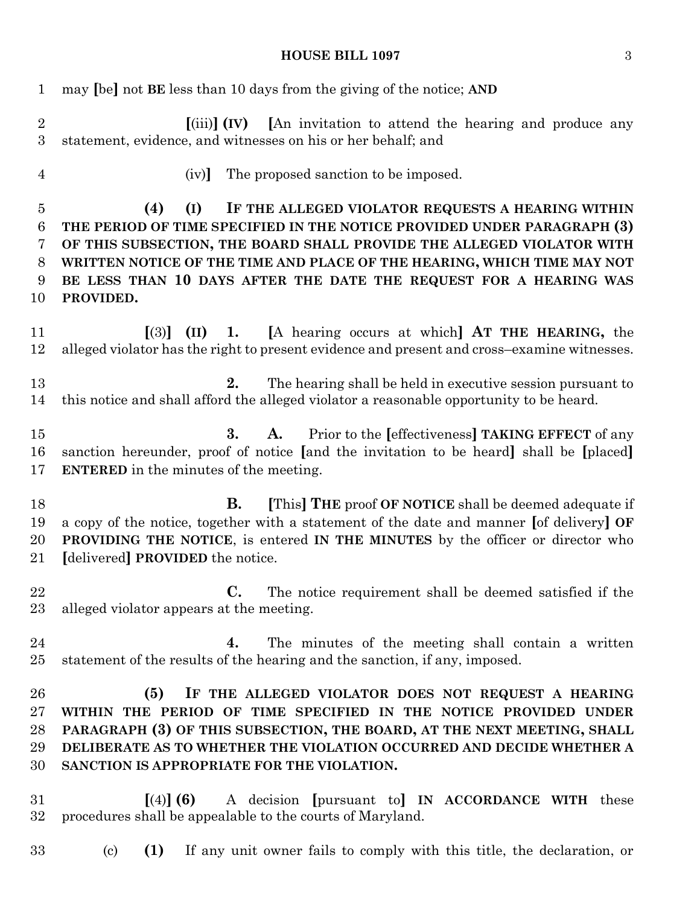may [be] not **BE** less than 10 days from the giving of the notice; **AND**

[(iii)] **(IV)** [An invitation to attend the hearing and produce any statement, evidence, and witnesses on his or her behalf; and

(iv)] The proposed sanction to be imposed.

**(4) (I) IF THE ALLEGED VIOLATOR REQUESTS A HEARING WITHIN THE PERIOD OF TIME SPECIFIED IN THE NOTICE PROVIDED UNDER PARAGRAPH (3) OF THIS SUBSECTION, THE BOARD SHALL PROVIDE THE ALLEGED VIOLATOR WITH WRITTEN NOTICE OF THE TIME AND PLACE OF THE HEARING, WHICH TIME MAY NOT BE LESS THAN 10 DAYS AFTER THE DATE THE REQUEST FOR A HEARING WAS PROVIDED.**

[(3)] **(II) 1.** [A hearing occurs at which] **AT THE HEARING,** the alleged violator has the right to present evidence and present and cross–examine witnesses.

**2.** The hearing shall be held in executive session pursuant to this notice and shall afford the alleged violator a reasonable opportunity to be heard.

**3. A.** Prior to the [effectiveness] **TAKING EFFECT** of any sanction hereunder, proof of notice [and the invitation to be heard] shall be [placed] **ENTERED** in the minutes of the meeting.

**B.** [This] **THE** proof **OF NOTICE** shall be deemed adequate if a copy of the notice, together with a statement of the date and manner [of delivery] **OF PROVIDING THE NOTICE**, is entered **IN THE MINUTES** by the officer or director who [delivered] **PROVIDED** the notice.

**C.** The notice requirement shall be deemed satisfied if the alleged violator appears at the meeting.

**4.** The minutes of the meeting shall contain a written statement of the results of the hearing and the sanction, if any, imposed.

**(5) IF THE ALLEGED VIOLATOR DOES NOT REQUEST A HEARING WITHIN THE PERIOD OF TIME SPECIFIED IN THE NOTICE PROVIDED UNDER PARAGRAPH (3) OF THIS SUBSECTION, THE BOARD, AT THE NEXT MEETING, SHALL DELIBERATE AS TO WHETHER THE VIOLATION OCCURRED AND DECIDE WHETHER A SANCTION IS APPROPRIATE FOR THE VIOLATION.**

[(4)] **(6)** A decision [pursuant to] **IN ACCORDANCE WITH** these procedures shall be appealable to the courts of Maryland.

(c) **(1)** If any unit owner fails to comply with this title, the declaration, or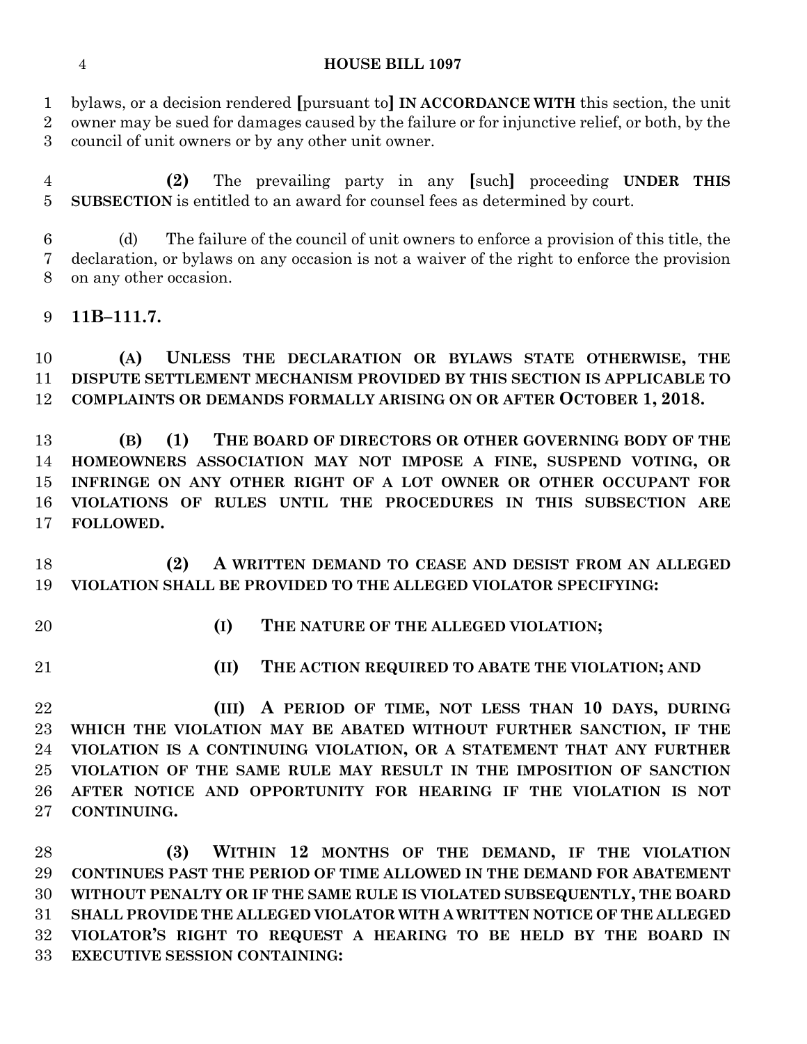bylaws, or a decision rendered [pursuant to] **IN ACCORDANCE WITH** this section, the unit owner may be sued for damages caused by the failure or for injunctive relief, or both, by the council of unit owners or by any other unit owner.

**(2)** The prevailing party in any [such] proceeding **UNDER THIS SUBSECTION** is entitled to an award for counsel fees as determined by court.

(d) The failure of the council of unit owners to enforce a provision of this title, the declaration, or bylaws on any occasion is not a waiver of the right to enforce the provision on any other occasion.

**11B–111.7.**

**(A) UNLESS THE DECLARATION OR BYLAWS STATE OTHERWISE, THE DISPUTE SETTLEMENT MECHANISM PROVIDED BY THIS SECTION IS APPLICABLE TO COMPLAINTS OR DEMANDS FORMALLY ARISING ON OR AFTER OCTOBER 1, 2018.**

**(B) (1) THE BOARD OF DIRECTORS OR OTHER GOVERNING BODY OF THE HOMEOWNERS ASSOCIATION MAY NOT IMPOSE A FINE, SUSPEND VOTING, OR INFRINGE ON ANY OTHER RIGHT OF A LOT OWNER OR OTHER OCCUPANT FOR VIOLATIONS OF RULES UNTIL THE PROCEDURES IN THIS SUBSECTION ARE FOLLOWED.**

**(2) A WRITTEN DEMAND TO CEASE AND DESIST FROM AN ALLEGED VIOLATION SHALL BE PROVIDED TO THE ALLEGED VIOLATOR SPECIFYING:**

**(I) THE NATURE OF THE ALLEGED VIOLATION;**

**(II) THE ACTION REQUIRED TO ABATE THE VIOLATION; AND**

**(III) A PERIOD OF TIME, NOT LESS THAN 10 DAYS, DURING WHICH THE VIOLATION MAY BE ABATED WITHOUT FURTHER SANCTION, IF THE VIOLATION IS A CONTINUING VIOLATION, OR A STATEMENT THAT ANY FURTHER VIOLATION OF THE SAME RULE MAY RESULT IN THE IMPOSITION OF SANCTION AFTER NOTICE AND OPPORTUNITY FOR HEARING IF THE VIOLATION IS NOT CONTINUING.**

**(3) WITHIN 12 MONTHS OF THE DEMAND, IF THE VIOLATION CONTINUES PAST THE PERIOD OF TIME ALLOWED IN THE DEMAND FOR ABATEMENT WITHOUT PENALTY OR IF THE SAME RULE IS VIOLATED SUBSEQUENTLY, THE BOARD SHALL PROVIDE THE ALLEGED VIOLATOR WITH A WRITTEN NOTICE OF THE ALLEGED VIOLATOR'S RIGHT TO REQUEST A HEARING TO BE HELD BY THE BOARD IN EXECUTIVE SESSION CONTAINING:**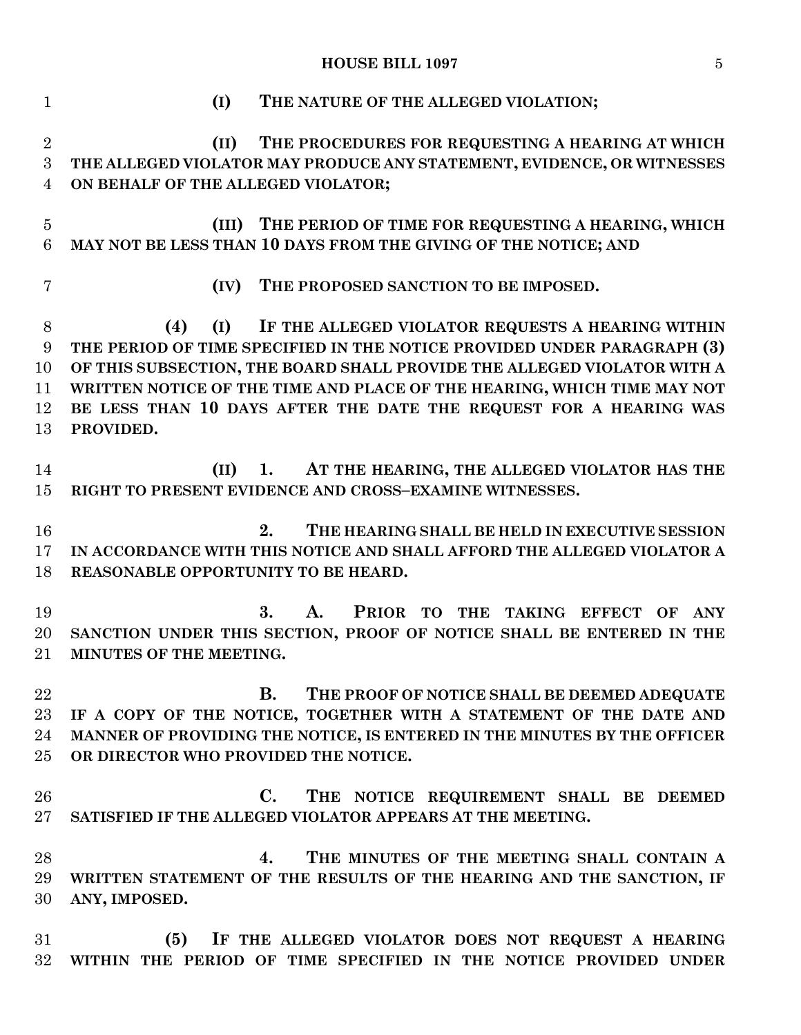**(I) THE NATURE OF THE ALLEGED VIOLATION;**

**(II) THE PROCEDURES FOR REQUESTING A HEARING AT WHICH THE ALLEGED VIOLATOR MAY PRODUCE ANY STATEMENT, EVIDENCE, OR WITNESSES ON BEHALF OF THE ALLEGED VIOLATOR;**

**(III) THE PERIOD OF TIME FOR REQUESTING A HEARING, WHICH MAY NOT BE LESS THAN 10 DAYS FROM THE GIVING OF THE NOTICE; AND**

**(IV) THE PROPOSED SANCTION TO BE IMPOSED.**

**(4) (I) IF THE ALLEGED VIOLATOR REQUESTS A HEARING WITHIN THE PERIOD OF TIME SPECIFIED IN THE NOTICE PROVIDED UNDER PARAGRAPH (3) OF THIS SUBSECTION, THE BOARD SHALL PROVIDE THE ALLEGED VIOLATOR WITH A WRITTEN NOTICE OF THE TIME AND PLACE OF THE HEARING, WHICH TIME MAY NOT BE LESS THAN 10 DAYS AFTER THE DATE THE REQUEST FOR A HEARING WAS PROVIDED.**

**(II) 1. AT THE HEARING, THE ALLEGED VIOLATOR HAS THE RIGHT TO PRESENT EVIDENCE AND CROSS–EXAMINE WITNESSES.**

**2. THE HEARING SHALL BE HELD IN EXECUTIVE SESSION IN ACCORDANCE WITH THIS NOTICE AND SHALL AFFORD THE ALLEGED VIOLATOR A REASONABLE OPPORTUNITY TO BE HEARD.**

**3. A. PRIOR TO THE TAKING EFFECT OF ANY SANCTION UNDER THIS SECTION, PROOF OF NOTICE SHALL BE ENTERED IN THE MINUTES OF THE MEETING.**

**B. THE PROOF OF NOTICE SHALL BE DEEMED ADEQUATE IF A COPY OF THE NOTICE, TOGETHER WITH A STATEMENT OF THE DATE AND MANNER OF PROVIDING THE NOTICE, IS ENTERED IN THE MINUTES BY THE OFFICER OR DIRECTOR WHO PROVIDED THE NOTICE.**

**C. THE NOTICE REQUIREMENT SHALL BE DEEMED SATISFIED IF THE ALLEGED VIOLATOR APPEARS AT THE MEETING.**

**4. THE MINUTES OF THE MEETING SHALL CONTAIN A WRITTEN STATEMENT OF THE RESULTS OF THE HEARING AND THE SANCTION, IF ANY, IMPOSED.**

**(5) IF THE ALLEGED VIOLATOR DOES NOT REQUEST A HEARING WITHIN THE PERIOD OF TIME SPECIFIED IN THE NOTICE PROVIDED UNDER**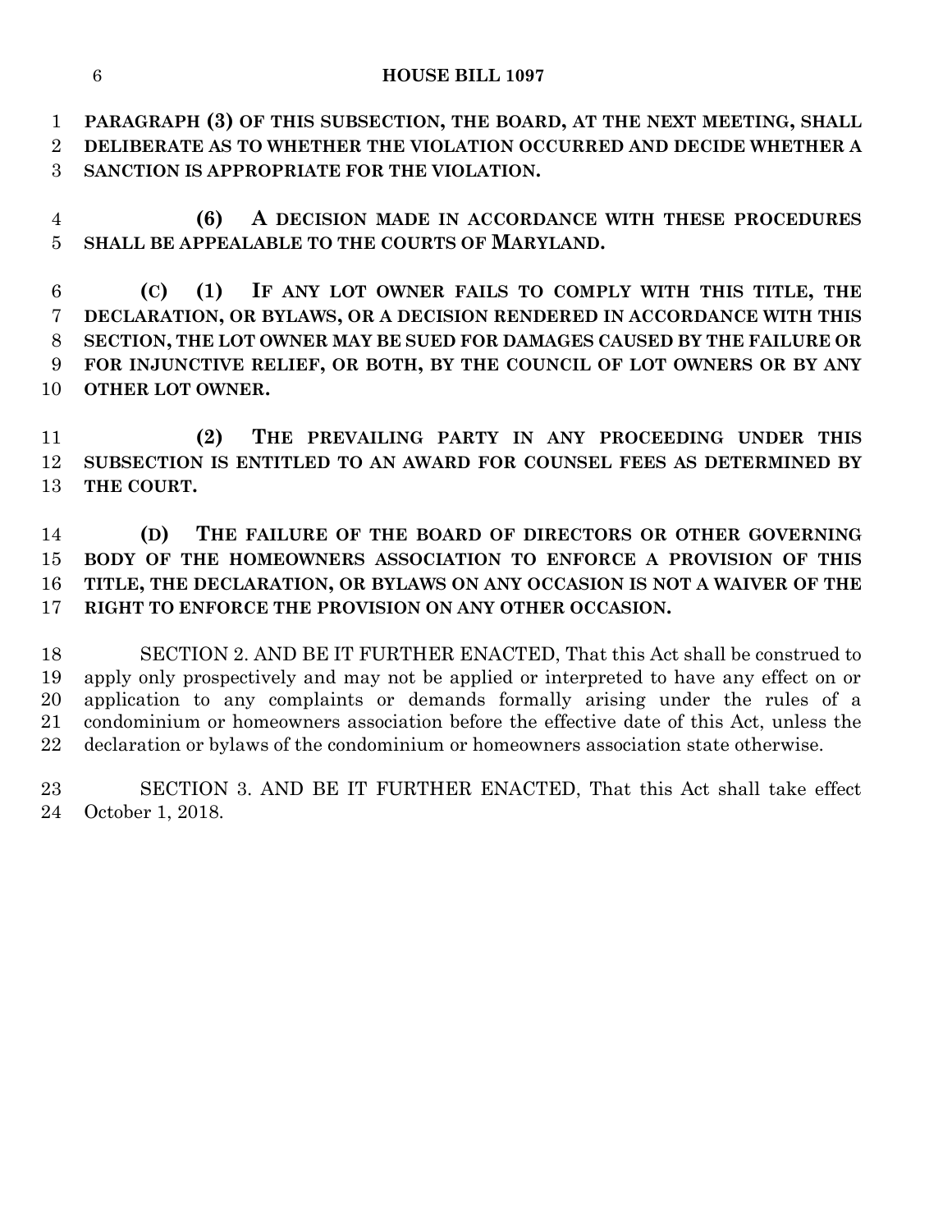**PARAGRAPH (3) OF THIS SUBSECTION, THE BOARD, AT THE NEXT MEETING, SHALL DELIBERATE AS TO WHETHER THE VIOLATION OCCURRED AND DECIDE WHETHER A SANCTION IS APPROPRIATE FOR THE VIOLATION.**

**(6) A DECISION MADE IN ACCORDANCE WITH THESE PROCEDURES SHALL BE APPEALABLE TO THE COURTS OF MARYLAND.**

**(C) (1) IF ANY LOT OWNER FAILS TO COMPLY WITH THIS TITLE, THE DECLARATION, OR BYLAWS, OR A DECISION RENDERED IN ACCORDANCE WITH THIS SECTION, THE LOT OWNER MAY BE SUED FOR DAMAGES CAUSED BY THE FAILURE OR FOR INJUNCTIVE RELIEF, OR BOTH, BY THE COUNCIL OF LOT OWNERS OR BY ANY OTHER LOT OWNER.**

**(2) THE PREVAILING PARTY IN ANY PROCEEDING UNDER THIS SUBSECTION IS ENTITLED TO AN AWARD FOR COUNSEL FEES AS DETERMINED BY THE COURT.**

**(D) THE FAILURE OF THE BOARD OF DIRECTORS OR OTHER GOVERNING BODY OF THE HOMEOWNERS ASSOCIATION TO ENFORCE A PROVISION OF THIS TITLE, THE DECLARATION, OR BYLAWS ON ANY OCCASION IS NOT A WAIVER OF THE RIGHT TO ENFORCE THE PROVISION ON ANY OTHER OCCASION.**

SECTION 2. AND BE IT FURTHER ENACTED, That this Act shall be construed to apply only prospectively and may not be applied or interpreted to have any effect on or application to any complaints or demands formally arising under the rules of a condominium or homeowners association before the effective date of this Act, unless the declaration or bylaws of the condominium or homeowners association state otherwise.

SECTION 3. AND BE IT FURTHER ENACTED, That this Act shall take effect October 1, 2018.